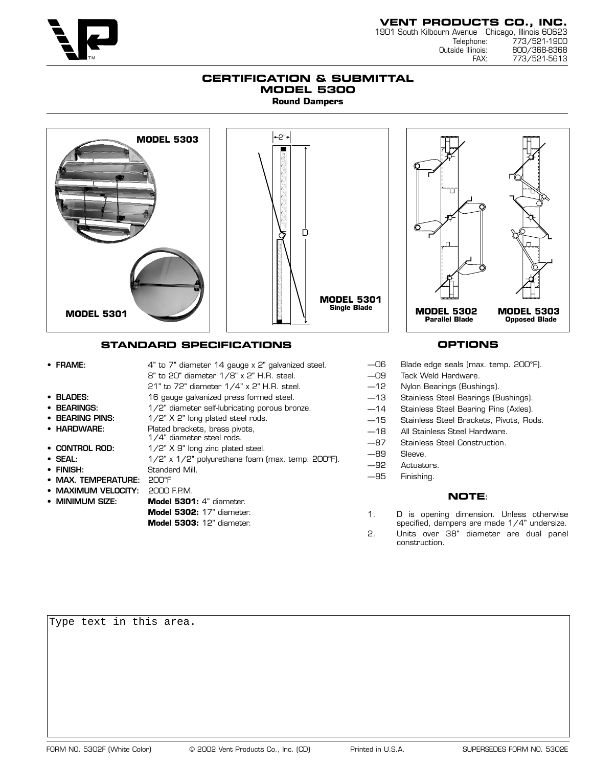**VENT PRODUCTS CO., INC.**
1901 South Kilbourn Avenue Chicago, Illinois 60623
Telephone: 773/521-1900
Outside Illinois: 800/368-8368
FAX: 773/521-5613

# CERTIFICATION & SUBMITTAL
# MODEL 5300
**Round Dampers**

MODEL 5303

MODEL 5301

MODEL 5301
Single Blade

MODEL 5302
Parallel Blade

MODEL 5303
Opposed Blade

## STANDARD SPECIFICATIONS

- **FRAME:** 4" to 7" diameter 14 gauge x 2" galvanized steel. 8" to 20" diameter 1/8" x 2" H.R. steel. 21" to 72" diameter 1/4" x 2" H.R. steel.
- **BLADES:** 16 gauge galvanized press formed steel.
- **BEARINGS:** 1/2" diameter self-lubricating porous bronze.
- **BEARING PINS:** 1/2" X 2" long plated steel rods.
- **HARDWARE:** Plated brackets, brass pivots, 1/4" diameter steel rods.
- **CONTROL ROD:** 1/2" X 9" long zinc plated steel.
- **SEAL:** 1/2" x 1/2" polyurethane foam (max. temp. 200°F).
- **FINISH:** Standard Mill.
- **MAX. TEMPERATURE:** 200°F
- **MAXIMUM VELOCITY:** 2000 F.P.M.
- **MINIMUM SIZE:** **Model 5301:** 4" diameter. **Model 5302:** 17" diameter. **Model 5303:** 12" diameter.

## OPTIONS

- —06 Blade edge seals (max. temp. 200°F).
- —09 Tack Weld Hardware.
- —12 Nylon Bearings (Bushings).
- —13 Stainless Steel Bearings (Bushings).
- —14 Stainless Steel Bearing Pins (Axles).
- —15 Stainless Steel Brackets, Pivots, Rods.
- —18 All Stainless Steel Hardware.
- —87 Stainless Steel Construction.
- —89 Sleeve.
- —92 Actuators.
- —95 Finishing.

### NOTE:

1. D is opening dimension. Unless otherwise specified, dampers are made 1/4" undersize.
2. Units over 38" diameter are dual panel construction.

Type text in this area.

FORM NO. 5302F (White Color) © 2002 Vent Products Co., Inc. (CD) Printed in U.S.A. SUPERSEDES FORM NO. 5302E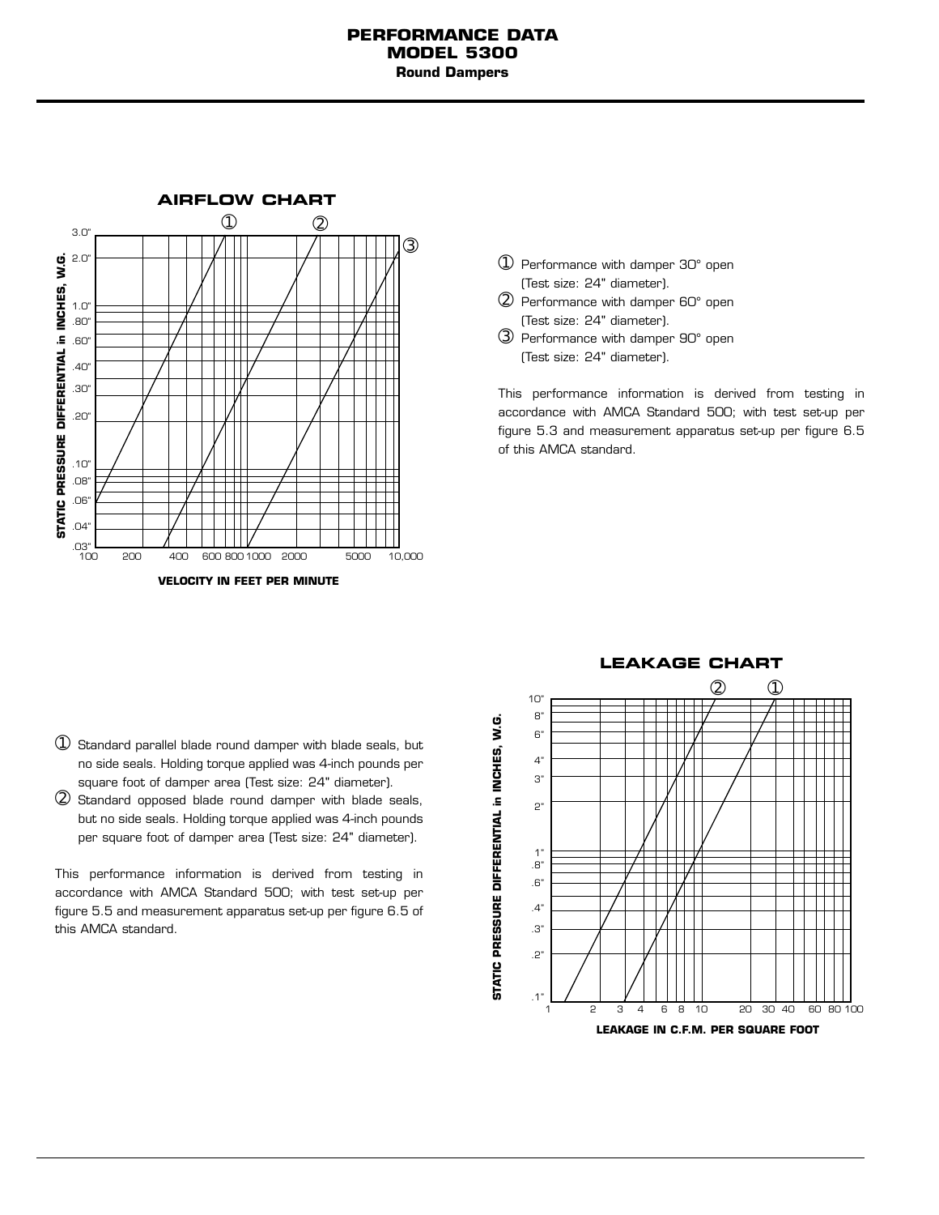# PERFORMANCE DATA
## MODEL 5300
### Round Dampers

**AIRFLOW CHART**

① ② ③

STATIC PRESSURE DIFFERENTIAL in INCHES, W.G.

3.0"
2.0"
1.0"
.80"
.60"
.40"
.30"
.20"
.10"
.08"
.06"
.04"
.03"

100 200 400 600 800 1000 2000 5000 10,000

VELOCITY IN FEET PER MINUTE

① Performance with damper 30° open (Test size: 24" diameter).

② Performance with damper 60° open (Test size: 24" diameter).

③ Performance with damper 90° open (Test size: 24" diameter).

This performance information is derived from testing in accordance with AMCA Standard 500; with test set-up per figure 5.3 and measurement apparatus set-up per figure 6.5 of this AMCA standard.

**LEAKAGE CHART**

② ①

STATIC PRESSURE DIFFERENTIAL in INCHES, W.G.

10"
8"
6"
4"
3"
2"
1"
.8"
.6"
.4"
.3"
.2"
.1"

1 2 3 4 6 8 10 20 30 40 60 80 100

LEAKAGE IN C.F.M. PER SQUARE FOOT

① Standard parallel blade round damper with blade seals, but no side seals. Holding torque applied was 4-inch pounds per square foot of damper area (Test size: 24" diameter).

② Standard opposed blade round damper with blade seals, but no side seals. Holding torque applied was 4-inch pounds per square foot of damper area (Test size: 24" diameter).

This performance information is derived from testing in accordance with AMCA Standard 500; with test set-up per figure 5.5 and measurement apparatus set-up per figure 6.5 of this AMCA standard.